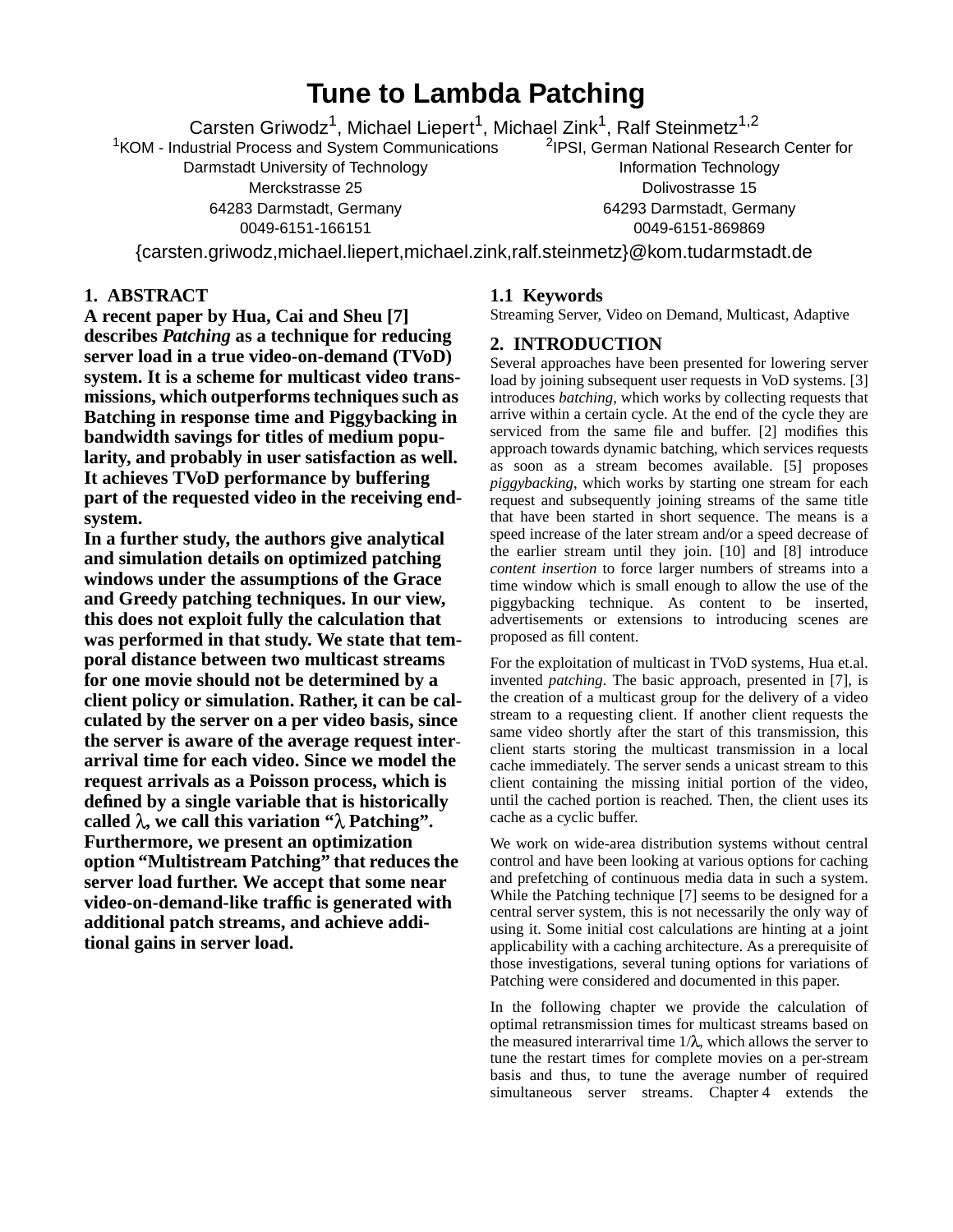# Tune to Lambda Patching

Carsten Griwodz[1], Michael Liepert[1], Michael Zink[1], Ralf Steinmetz[1,2]

[1]KOM - Industrial Process and System Communications
Darmstadt University of Technology
Merckstrasse 25
64283 Darmstadt, Germany
0049-6151-166151

[2]IPSI, German National Research Center for Information Technology
Dolivostrasse 15
64293 Darmstadt, Germany
0049-6151-869869

{carsten.griwodz,michael.liepert,michael.zink,ralf.steinmetz}@kom.tudarmstadt.de

## 1. ABSTRACT

**A recent paper by Hua, Cai and Sheu [7] describes *Patching* as a technique for reducing server load in a true video-on-demand (TVoD) system. It is a scheme for multicast video transmissions, which outperforms techniques such as Batching in response time and Piggybacking in bandwidth savings for titles of medium popularity, and probably in user satisfaction as well. It achieves TVoD performance by buffering part of the requested video in the receiving end-system.**

**In a further study, the authors give analytical and simulation details on optimized patching windows under the assumptions of the Grace and Greedy patching techniques. In our view, this does not exploit fully the calculation that was performed in that study. We state that temporal distance between two multicast streams for one movie should not be determined by a client policy or simulation. Rather, it can be calculated by the server on a per video basis, since the server is aware of the average request inter-arrival time for each video. Since we model the request arrivals as a Poisson process, which is defined by a single variable that is historically called $\lambda$, we call this variation "$\lambda$ Patching". Furthermore, we present an optimization option "Multistream Patching" that reduces the server load further. We accept that some near video-on-demand-like traffic is generated with additional patch streams, and achieve additional gains in server load.**

### 1.1 Keywords

Streaming Server, Video on Demand, Multicast, Adaptive

## 2. INTRODUCTION

Several approaches have been presented for lowering server load by joining subsequent user requests in VoD systems. [3] introduces *batching*, which works by collecting requests that arrive within a certain cycle. At the end of the cycle they are serviced from the same file and buffer. [2] modifies this approach towards dynamic batching, which services requests as soon as a stream becomes available. [5] proposes *piggybacking*, which works by starting one stream for each request and subsequently joining streams of the same title that have been started in short sequence. The means is a speed increase of the later stream and/or a speed decrease of the earlier stream until they join. [10] and [8] introduce *content insertion* to force larger numbers of streams into a time window which is small enough to allow the use of the piggybacking technique. As content to be inserted, advertisements or extensions to introducing scenes are proposed as fill content.

For the exploitation of multicast in TVoD systems, Hua et.al. invented *patching*. The basic approach, presented in [7], is the creation of a multicast group for the delivery of a video stream to a requesting client. If another client requests the same video shortly after the start of this transmission, this client starts storing the multicast transmission in a local cache immediately. The server sends a unicast stream to this client containing the missing initial portion of the video, until the cached portion is reached. Then, the client uses its cache as a cyclic buffer.

We work on wide-area distribution systems without central control and have been looking at various options for caching and prefetching of continuous media data in such a system. While the Patching technique [7] seems to be designed for a central server system, this is not necessarily the only way of using it. Some initial cost calculations are hinting at a joint applicability with a caching architecture. As a prerequisite of those investigations, several tuning options for variations of Patching were considered and documented in this paper.

In the following chapter we provide the calculation of optimal retransmission times for multicast streams based on the measured interarrival time $1/\lambda$, which allows the server to tune the restart times for complete movies on a per-stream basis and thus, to tune the average number of required simultaneous server streams. Chapter 4 extends the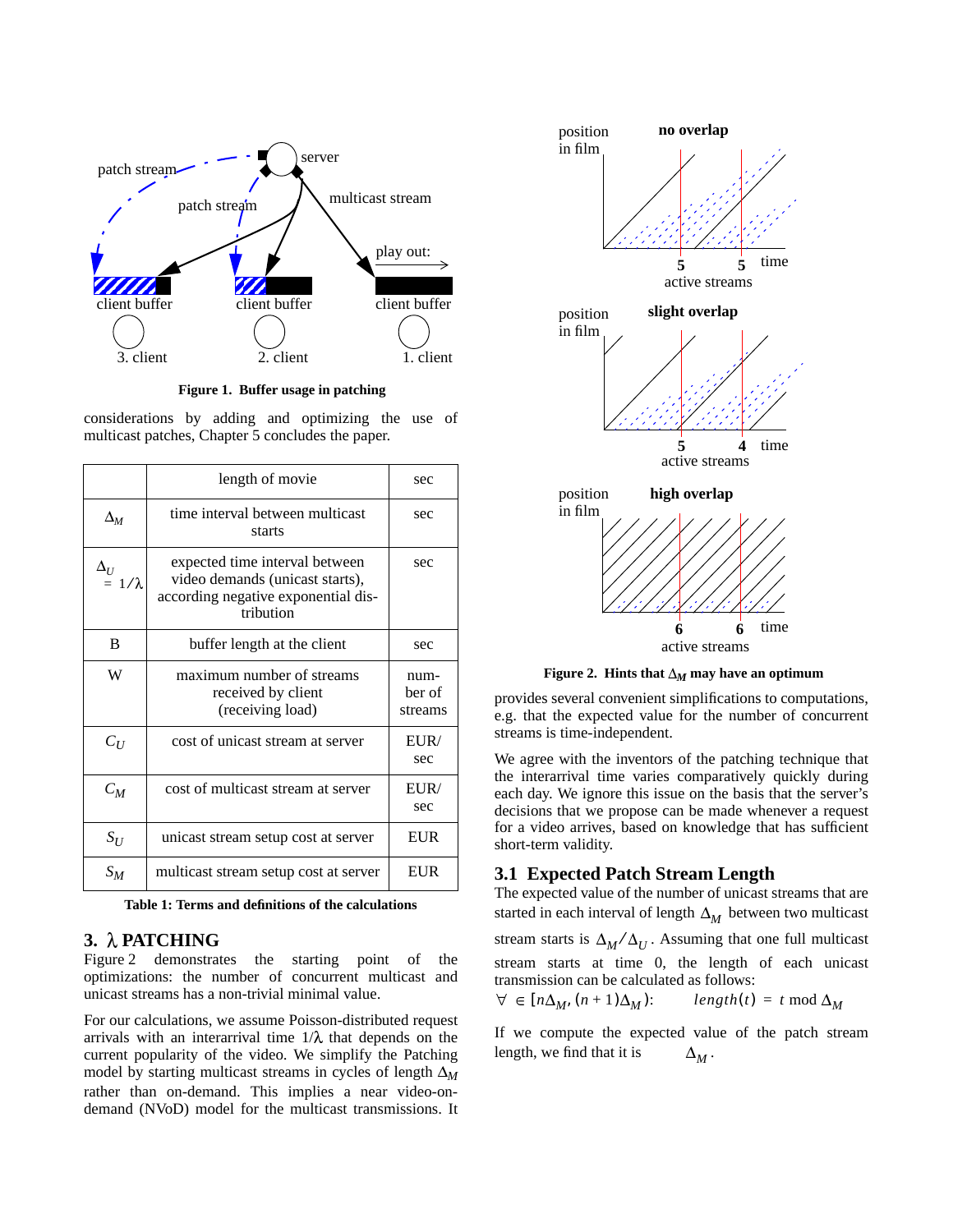Figure 1. Buffer usage in patching

considerations by adding and optimizing the use of multicast patches, Chapter 5 concludes the paper.

| | length of movie | sec |
|---|---|---|
| $\Delta_M$ | time interval between multicast starts | sec |
| $\Delta_U = 1/\lambda$ | expected time interval between video demands (unicast starts), according negative exponential distribution | sec |
| B | buffer length at the client | sec |
| W | maximum number of streams received by client (receiving load) | number of streams |
| $C_U$ | cost of unicast stream at server | EUR/sec |
| $C_M$ | cost of multicast stream at server | EUR/sec |
| $S_U$ | unicast stream setup cost at server | EUR |
| $S_M$ | multicast stream setup cost at server | EUR |

**Table 1: Terms and definitions of the calculations**

## 3. λ PATCHING

Figure 2 demonstrates the starting point of the optimizations: the number of concurrent multicast and unicast streams has a non-trivial minimal value.

For our calculations, we assume Poisson-distributed request arrivals with an interarrival time $1/\lambda$ that depends on the current popularity of the video. We simplify the Patching model by starting multicast streams in cycles of length $\Delta_M$ rather than on-demand. This implies a near video-on-demand (NVoD) model for the multicast transmissions. It provides several convenient simplifications to computations, e.g. that the expected value for the number of concurrent streams is time-independent.

Figure 2. Hints that $\Delta_M$ may have an optimum

We agree with the inventors of the patching technique that the interarrival time varies comparatively quickly during each day. We ignore this issue on the basis that the server's decisions that we propose can be made whenever a request for a video arrives, based on knowledge that has sufficient short-term validity.

### 3.1 Expected Patch Stream Length

The expected value of the number of unicast streams that are started in each interval of length $\Delta_M$ between two multicast stream starts is $\Delta_M / \Delta_U$. Assuming that one full multicast stream starts at time 0, the length of each unicast transmission can be calculated as follows:

$$\forall \in [n\Delta_M, (n+1)\Delta_M): \qquad length(t) = t \bmod \Delta_M$$

If we compute the expected value of the patch stream length, we find that it is $\Delta_M$.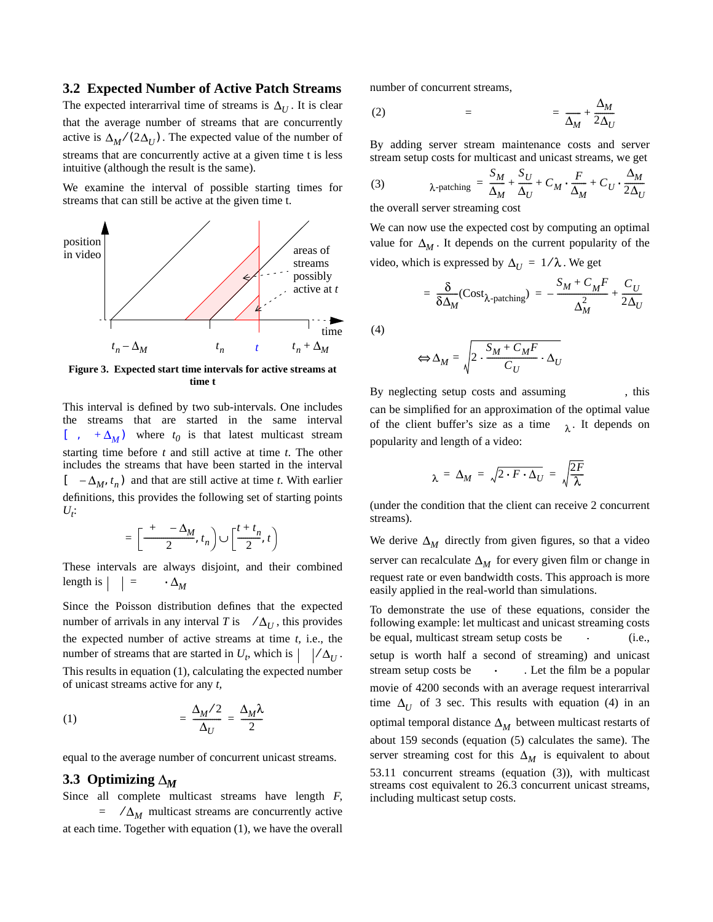## 3.2 Expected Number of Active Patch Streams

The expected interarrival time of streams is $\Delta_U$. It is clear that the average number of streams that are concurrently active is $\Delta_M/(2\Delta_U)$. The expected value of the number of streams that are concurrently active at a given time t is less intuitive (although the result is the same).

We examine the interval of possible starting times for streams that can still be active at the given time t.

**Figure 3. Expected start time intervals for active streams at time t**

This interval is defined by two sub-intervals. One includes the streams that are started in the same interval $[\ ,\ +\Delta_M)$ where $t_0$ is that latest multicast stream starting time before $t$ and still active at time $t$. The other includes the streams that have been started in the interval $[\ -\Delta_M, t_n)$ and that are still active at time $t$. With earlier definitions, this provides the following set of starting points $U_t$:

$$= \left[\frac{+\ \ -\Delta_M}{2}, t_n\right) \cup \left[\frac{t+t_n}{2}, t\right)$$

These intervals are always disjoint, and their combined length is $|\ \ | = \ \cdot \Delta_M$

Since the Poisson distribution defines that the expected number of arrivals in any interval $T$ is $\ /\Delta_U$, this provides the expected number of active streams at time $t$, i.e., the number of streams that are started in $U_t$, which is $|\ \ |/\Delta_U$. This results in equation (1), calculating the expected number of unicast streams active for any $t$,

$$(1) \qquad = \frac{\Delta_M/2}{\Delta_U} = \frac{\Delta_M \lambda}{2}$$

equal to the average number of concurrent unicast streams.

## 3.3 Optimizing $\Delta_M$

Since all complete multicast streams have length $F$, $\ = \ /\Delta_M$ multicast streams are concurrently active at each time. Together with equation (1), we have the overall number of concurrent streams,

$$(2) \qquad = \qquad = \frac{}{\Delta_M} + \frac{\Delta_M}{2\Delta_U}$$

By adding server stream maintenance costs and server stream setup costs for multicast and unicast streams, we get

$$(3) \qquad _{\lambda\text{-patching}} = \frac{S_M}{\Delta_M} + \frac{S_U}{\Delta_U} + C_M \cdot \frac{F}{\Delta_M} + C_U \cdot \frac{\Delta_M}{2\Delta_U}$$

the overall server streaming cost

We can now use the expected cost by computing an optimal value for $\Delta_M$. It depends on the current popularity of the video, which is expressed by $\Delta_U = 1/\lambda$. We get

$$(4) \qquad = \frac{\delta}{\delta\Delta_M}(\text{Cost}_{\lambda\text{-patching}}) = -\frac{S_M + C_M F}{\Delta_M^2} + \frac{C_U}{2\Delta_U}$$

$$\Leftrightarrow \Delta_M = \sqrt{2 \cdot \frac{S_M + C_M F}{C_U} \cdot \Delta_U}$$

By neglecting setup costs and assuming $\qquad$, this can be simplified for an approximation of the optimal value of the client buffer's size as a time $\ _\lambda$. It depends on popularity and length of a video:

$$_\lambda = \Delta_M = \sqrt{2 \cdot F \cdot \Delta_U} = \sqrt{\frac{2F}{\lambda}}$$

(under the condition that the client can receive 2 concurrent streams).

We derive $\Delta_M$ directly from given figures, so that a video server can recalculate $\Delta_M$ for every given film or change in request rate or even bandwidth costs. This approach is more easily applied in the real-world than simulations.

To demonstrate the use of these equations, consider the following example: let multicast and unicast streaming costs be equal, multicast stream setup costs be $\ \cdot\ $ (i.e., setup is worth half a second of streaming) and unicast stream setup costs be $\ \cdot\ $. Let the film be a popular movie of 4200 seconds with an average request interarrival time $\Delta_U$ of 3 sec. This results with equation (4) in an optimal temporal distance $\Delta_M$ between multicast restarts of about 159 seconds (equation (5) calculates the same). The server streaming cost for this $\Delta_M$ is equivalent to about 53.11 concurrent streams (equation (3)), with multicast streams cost equivalent to 26.3 concurrent unicast streams, including multicast setup costs.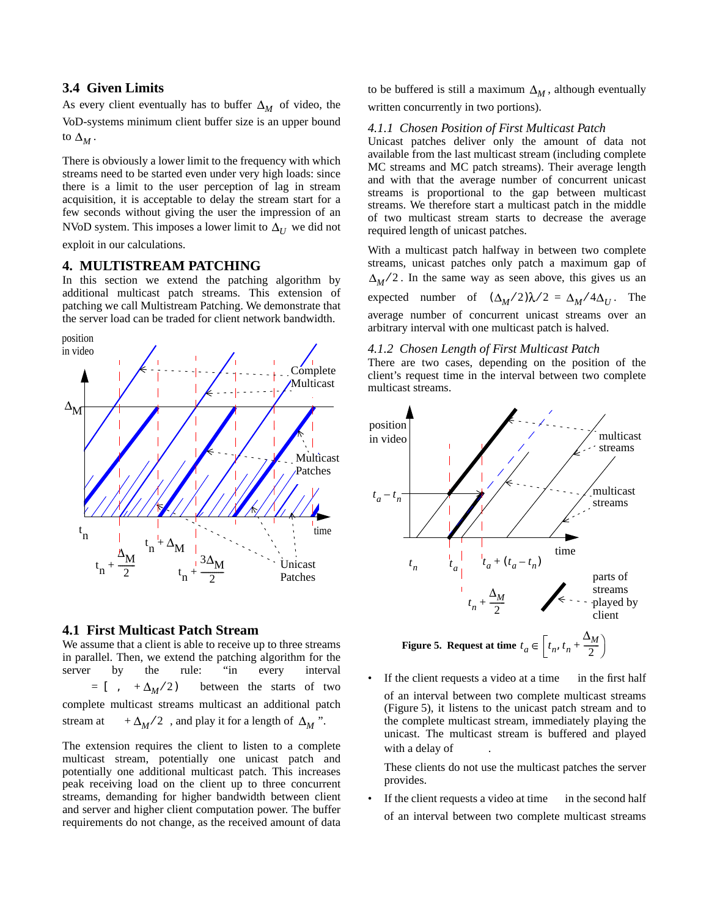### 3.4 Given Limits

As every client eventually has to buffer $\Delta_M$ of video, the VoD-systems minimum client buffer size is an upper bound to $\Delta_M$.

There is obviously a lower limit to the frequency with which streams need to be started even under very high loads: since there is a limit to the user perception of lag in stream acquisition, it is acceptable to delay the stream start for a few seconds without giving the user the impression of an NVoD system. This imposes a lower limit to $\Delta_U$ we did not exploit in our calculations.

## 4. MULTISTREAM PATCHING

In this section we extend the patching algorithm by additional multicast patch streams. This extension of patching we call Multistream Patching. We demonstrate that the server load can be traded for client network bandwidth.

### 4.1 First Multicast Patch Stream

We assume that a client is able to receive up to three streams in parallel. Then, we extend the patching algorithm for the server by the rule: "in every interval $= [\ ,\ + \Delta_M/2)$ between the starts of two complete multicast streams multicast an additional patch stream at $\ + \Delta_M/2$, and play it for a length of $\Delta_M$".

The extension requires the client to listen to a complete multicast stream, potentially one unicast patch and potentially one additional multicast patch. This increases peak receiving load on the client up to three concurrent streams, demanding for higher bandwidth between client and server and higher client computation power. The buffer requirements do not change, as the received amount of data to be buffered is still a maximum $\Delta_M$, although eventually written concurrently in two portions).

#### 4.1.1 Chosen Position of First Multicast Patch

Unicast patches deliver only the amount of data not available from the last multicast stream (including complete MC streams and MC patch streams). Their average length and with that the average number of concurrent unicast streams is proportional to the gap between multicast streams. We therefore start a multicast patch in the middle of two multicast stream starts to decrease the average required length of unicast patches.

With a multicast patch halfway in between two complete streams, unicast patches only patch a maximum gap of $\Delta_M/2$. In the same way as seen above, this gives us an expected number of $(\Delta_M/2)\lambda/2 = \Delta_M/4\Delta_U$. The average number of concurrent unicast streams over an arbitrary interval with one multicast patch is halved.

#### 4.1.2 Chosen Length of First Multicast Patch

There are two cases, depending on the position of the client's request time in the interval between two complete multicast streams.

**Figure 5. Request at time** $t_a \in \left[t_n, t_n + \frac{\Delta_M}{2}\right)$

- If the client requests a video at a time in the first half of an interval between two complete multicast streams (Figure 5), it listens to the unicast patch stream and to the complete multicast stream, immediately playing the unicast. The multicast stream is buffered and played with a delay of .

  These clients do not use the multicast patches the server provides.

- If the client requests a video at time in the second half of an interval between two complete multicast streams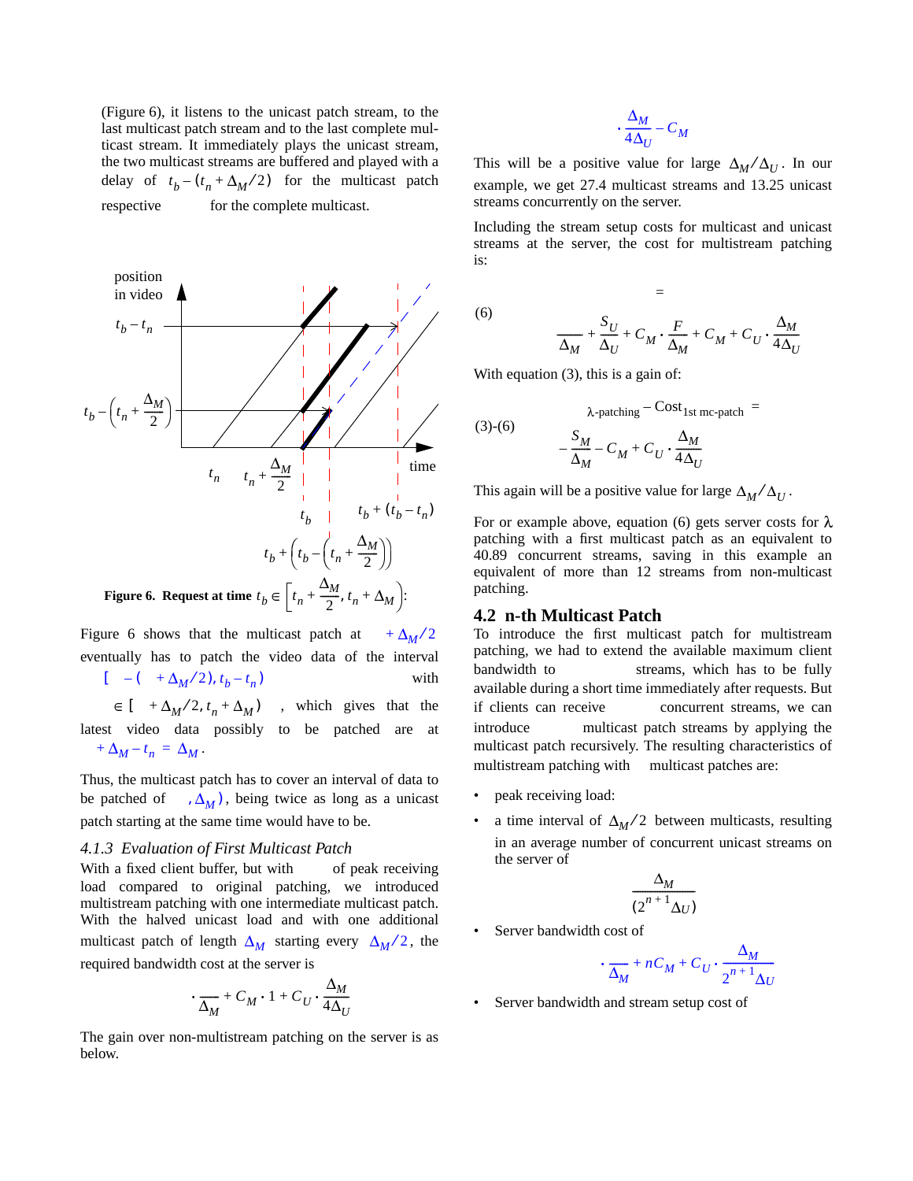(Figure 6), it listens to the unicast patch stream, to the last multicast patch stream and to the last complete multicast stream. It immediately plays the unicast stream, the two multicast streams are buffered and played with a delay of $t_b - (t_n + \Delta_M/2)$ for the multicast patch respective for the complete multicast.

**Figure 6. Request at time** $t_b \in \left[t_n + \frac{\Delta_M}{2}, t_n + \Delta_M\right)$:

Figure 6 shows that the multicast patch at $+\Delta_M/2$ eventually has to patch the video data of the interval $[\ -(\ +\Delta_M/2), t_b - t_n)$ with $\in [\ +\Delta_M/2, t_n + \Delta_M)$ , which gives that the latest video data possibly to be patched are at $+\Delta_M - t_n = \Delta_M$.

Thus, the multicast patch has to cover an interval of data to be patched of $\ ,\Delta_M)$, being twice as long as a unicast patch starting at the same time would have to be.

### 4.1.3 Evaluation of First Multicast Patch

With a fixed client buffer, but with of peak receiving load compared to original patching, we introduced multistream patching with one intermediate multicast patch. With the halved unicast load and with one additional multicast patch of length $\Delta_M$ starting every $\Delta_M/2$, the required bandwidth cost at the server is

$$\cdot \frac{}{\Delta_M} + C_M \cdot 1 + C_U \cdot \frac{\Delta_M}{4\Delta_U}$$

The gain over non-multistream patching on the server is as below.

$$\cdot \frac{\Delta_M}{4\Delta_U} - C_M$$

This will be a positive value for large $\Delta_M/\Delta_U$. In our example, we get 27.4 multicast streams and 13.25 unicast streams concurrently on the server.

Including the stream setup costs for multicast and unicast streams at the server, the cost for multistream patching is:

(6)
$$= \frac{}{\Delta_M} + \frac{S_U}{\Delta_U} + C_M \cdot \frac{F}{\Delta_M} + C_M + C_U \cdot \frac{\Delta_M}{4\Delta_U}$$

With equation (3), this is a gain of:

(3)-(6)
$$_{\lambda\text{-patching}} - \text{Cost}_{\text{1st mc-patch}} = -\frac{S_M}{\Delta_M} - C_M + C_U \cdot \frac{\Delta_M}{4\Delta_U}$$

This again will be a positive value for large $\Delta_M/\Delta_U$.

For or example above, equation (6) gets server costs for $\lambda$ patching with a first multicast patch as an equivalent to 40.89 concurrent streams, saving in this example an equivalent of more than 12 streams from non-multicast patching.

## 4.2 n-th Multicast Patch

To introduce the first multicast patch for multistream patching, we had to extend the available maximum client bandwidth to streams, which has to be fully available during a short time immediately after requests. But if clients can receive concurrent streams, we can introduce multicast patch streams by applying the multicast patch recursively. The resulting characteristics of multistream patching with multicast patches are:

- peak receiving load:
- a time interval of $\Delta_M/2$ between multicasts, resulting in an average number of concurrent unicast streams on the server of

$$\frac{\Delta_M}{(2^{n+1}\Delta_U)}$$

- Server bandwidth cost of

$$\cdot \frac{}{\Delta_M} + nC_M + C_U \cdot \frac{\Delta_M}{2^{n+1}\Delta_U}$$

- Server bandwidth and stream setup cost of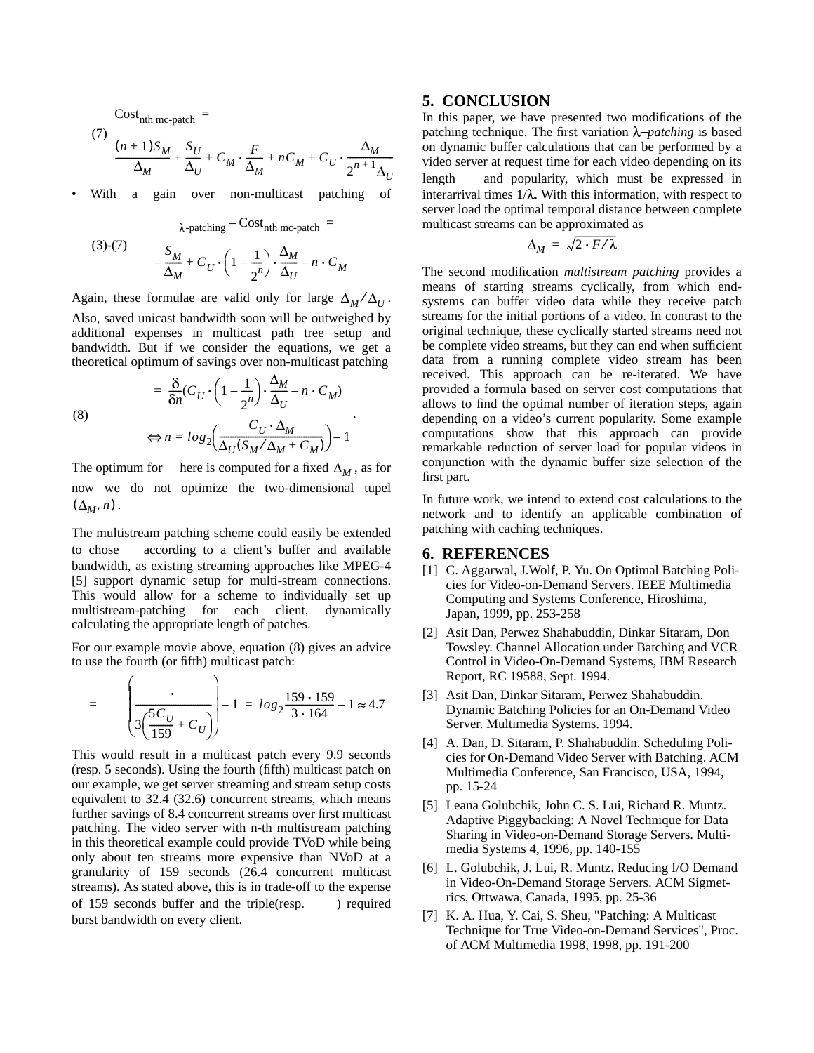$$\text{Cost}_{\text{nth mc-patch}} = \tag{7}$$

$$\frac{(n+1)S_M}{\Delta_M} + \frac{S_U}{\Delta_U} + C_M \cdot \frac{F}{\Delta_M} + nC_M + C_U \cdot \frac{\Delta_M}{2^{n+1}\Delta_U}$$

- With a gain over non-multicast patching of

$$\text{Cost}_{\lambda\text{-patching}} - \text{Cost}_{\text{nth mc-patch}} = \tag{3)-(7}$$

$$-\frac{S_M}{\Delta_M} + C_U \cdot \left(1 - \frac{1}{2^n}\right) \cdot \frac{\Delta_M}{\Delta_U} - n \cdot C_M$$

Again, these formulae are valid only for large $\Delta_M / \Delta_U$. Also, saved unicast bandwidth soon will be outweighed by additional expenses in multicast path tree setup and bandwidth. But if we consider the equations, we get a theoretical optimum of savings over non-multicast patching

$$0 = \frac{\delta}{\delta n}\left(C_U \cdot \left(1 - \frac{1}{2^n}\right) \cdot \frac{\Delta_M}{\Delta_U} - n \cdot C_M\right)$$

$$\Leftrightarrow n = log_2\left(\frac{C_U \cdot \Delta_M}{\Delta_U(S_M / \Delta_M + C_M)}\right) - 1 \tag{8}$$

The optimum for $n$ here is computed for a fixed $\Delta_M$, as for now we do not optimize the two-dimensional tupel $(\Delta_M, n)$.

The multistream patching scheme could easily be extended to chose $n$ according to a client's buffer and available bandwidth, as existing streaming approaches like MPEG-4 [5] support dynamic setup for multi-stream connections. This would allow for a scheme to individually set up multistream-patching for each client, dynamically calculating the appropriate length of patches.

For our example movie above, equation (8) gives an advice to use the fourth (or fifth) multicast patch:

$$n = log_2\left(\frac{C_U \cdot 159}{3\left(\frac{5C_U}{159} + C_U\right)}\right) - 1 = log_2\frac{159 \cdot 159}{3 \cdot 164} - 1 \approx 4.7$$

This would result in a multicast patch every 9.9 seconds (resp. 5 seconds). Using the fourth (fifth) multicast patch on our example, we get server streaming and stream setup costs equivalent to 32.4 (32.6) concurrent streams, which means further savings of 8.4 concurrent streams over first multicast patching. The video server with n-th multistream patching in this theoretical example could provide TVoD while being only about ten streams more expensive than NVoD at a granularity of 159 seconds (26.4 concurrent multicast streams). As stated above, this is in trade-off to the expense of 159 seconds buffer and the triple(resp. ) required burst bandwidth on every client.

## 5. CONCLUSION

In this paper, we have presented two modifications of the patching technique. The first variation *λ–patching* is based on dynamic buffer calculations that can be performed by a video server at request time for each video depending on its length $F$ and popularity, which must be expressed in interarrival times $1/\lambda$. With this information, with respect to server load the optimal temporal distance between complete multicast streams can be approximated as

$$\Delta_M = \sqrt{2 \cdot F / \lambda}$$

The second modification *multistream patching* provides a means of starting streams cyclically, from which end-systems can buffer video data while they receive patch streams for the initial portions of a video. In contrast to the original technique, these cyclically started streams need not be complete video streams, but they can end when sufficient data from a running complete video stream has been received. This approach can be re-iterated. We have provided a formula based on server cost computations that allows to find the optimal number of iteration steps, again depending on a video's current popularity. Some example computations show that this approach can provide remarkable reduction of server load for popular videos in conjunction with the dynamic buffer size selection of the first part.

In future work, we intend to extend cost calculations to the network and to identify an applicable combination of patching with caching techniques.

## 6. REFERENCES

[1] C. Aggarwal, J.Wolf, P. Yu. On Optimal Batching Policies for Video-on-Demand Servers. IEEE Multimedia Computing and Systems Conference, Hiroshima, Japan, 1999, pp. 253-258

[2] Asit Dan, Perwez Shahabuddin, Dinkar Sitaram, Don Towsley. Channel Allocation under Batching and VCR Control in Video-On-Demand Systems, IBM Research Report, RC 19588, Sept. 1994.

[3] Asit Dan, Dinkar Sitaram, Perwez Shahabuddin. Dynamic Batching Policies for an On-Demand Video Server. Multimedia Systems. 1994.

[4] A. Dan, D. Sitaram, P. Shahabuddin. Scheduling Policies for On-Demand Video Server with Batching. ACM Multimedia Conference, San Francisco, USA, 1994, pp. 15-24

[5] Leana Golubchik, John C. S. Lui, Richard R. Muntz. Adaptive Piggybacking: A Novel Technique for Data Sharing in Video-on-Demand Storage Servers. Multimedia Systems 4, 1996, pp. 140-155

[6] L. Golubchik, J. Lui, R. Muntz. Reducing I/O Demand in Video-On-Demand Storage Servers. ACM Sigmetrics, Ottwawa, Canada, 1995, pp. 25-36

[7] K. A. Hua, Y. Cai, S. Sheu, "Patching: A Multicast Technique for True Video-on-Demand Services", Proc. of ACM Multimedia 1998, 1998, pp. 191-200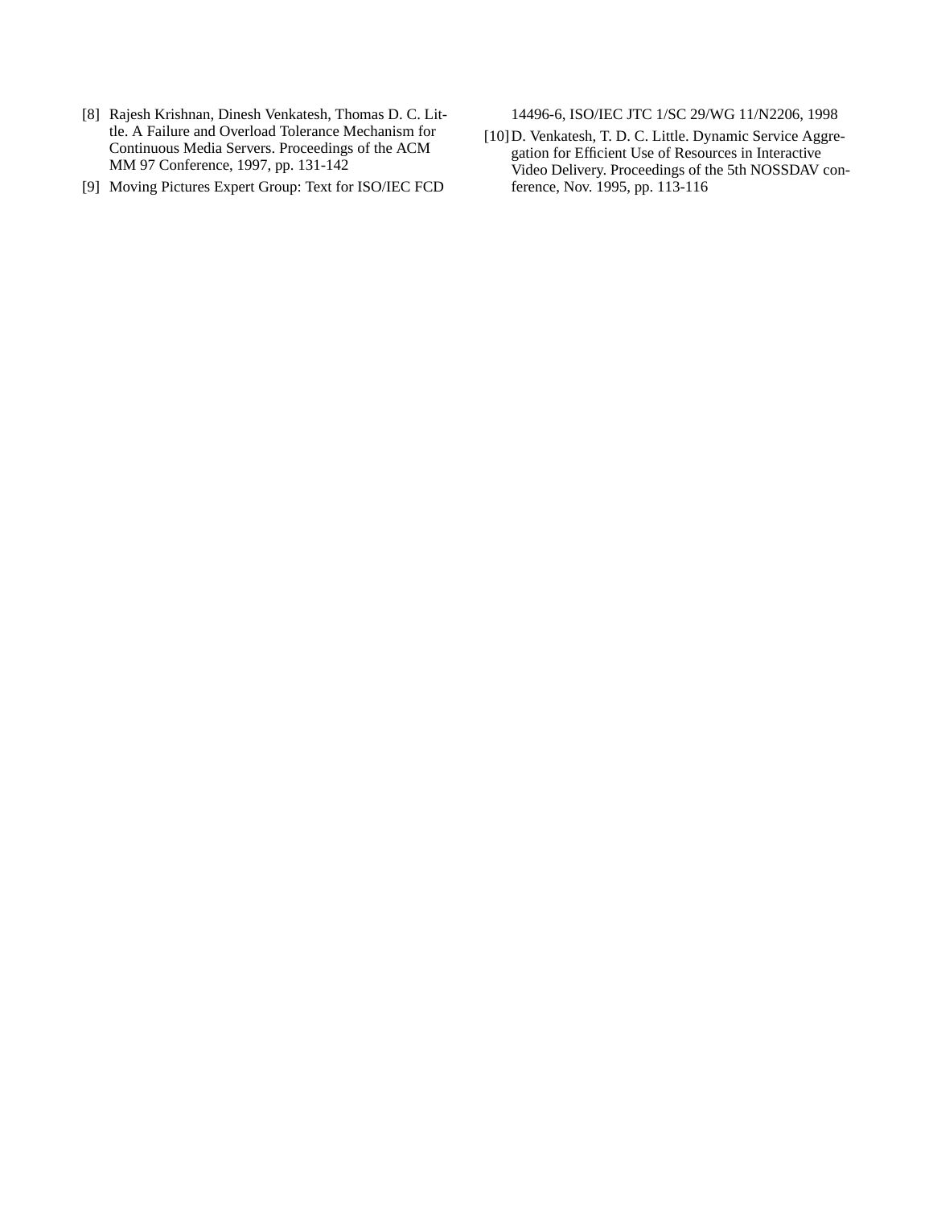[8] Rajesh Krishnan, Dinesh Venkatesh, Thomas D. C. Little. A Failure and Overload Tolerance Mechanism for Continuous Media Servers. Proceedings of the ACM MM 97 Conference, 1997, pp. 131-142

[9] Moving Pictures Expert Group: Text for ISO/IEC FCD 14496-6, ISO/IEC JTC 1/SC 29/WG 11/N2206, 1998

[10] D. Venkatesh, T. D. C. Little. Dynamic Service Aggregation for Efficient Use of Resources in Interactive Video Delivery. Proceedings of the 5th NOSSDAV conference, Nov. 1995, pp. 113-116